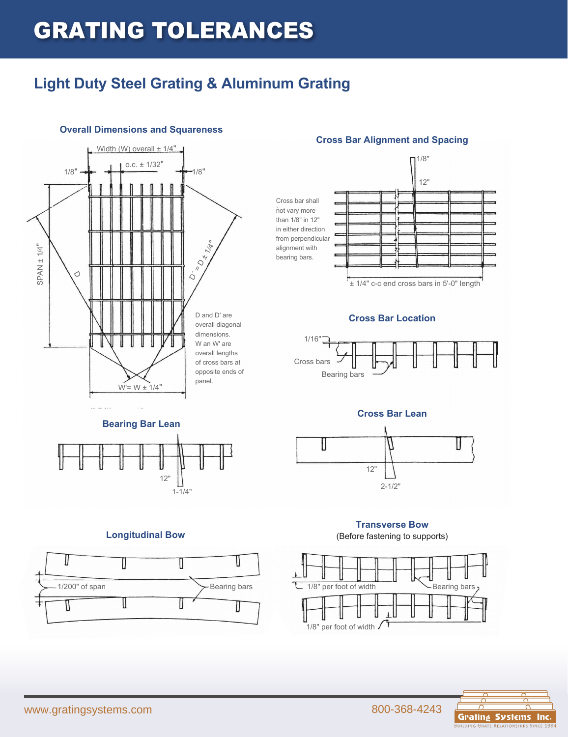# GRATING TOLERANCES

## Light Duty Steel Grating & Aluminum Grating

### Overall Dimensions and Squareness

Width (W) overall ± 1/4"

o.c. ± 1/32"

1/8"

1/8"

SPAN ± 1/4"

D

D' = D ± 1/4"

W'= W ± 1/4"

D and D' are overall diagonal dimensions. W an W' are overall lengths of cross bars at opposite ends of panel.

### Cross Bar Alignment and Spacing

1/8"

12"

Cross bar shall not vary more than 1/8" in 12" in either direction from perpendicular alignment with bearing bars.

± 1/4" c-c end cross bars in 5'-0" length

### Cross Bar Location

1/16"

Cross bars

Bearing bars

### Bearing Bar Lean

12"

1-1/4"

### Cross Bar Lean

12"

2-1/2"

### Longitudinal Bow

1/200" of span

Bearing bars

### Transverse Bow

(Before fastening to supports)

1/8" per foot of width

Bearing bars

1/8" per foot of width

www.gratingsystems.com

800-368-4243

Grating Systems Inc.
Building Grate Relationships Since 1984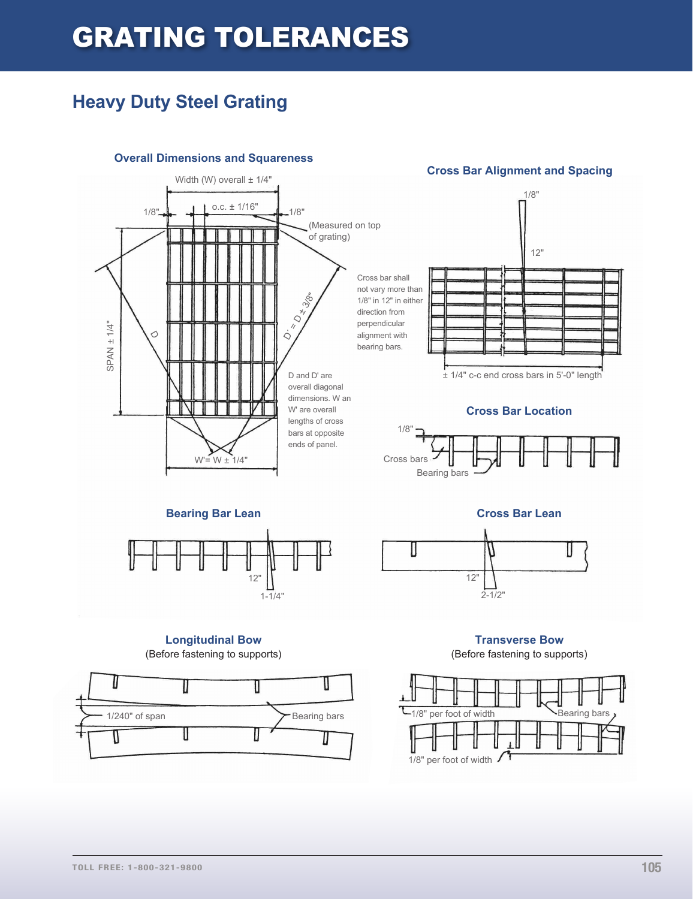# GRATING TOLERANCES

## Heavy Duty Steel Grating

### Overall Dimensions and Squareness

Width (W) overall ± 1/4"

1/8"

o.c. ± 1/16"

1/8"

(Measured on top of grating)

SPAN ± 1/4"

D

D' = D ± 3/8"

D and D' are overall diagonal dimensions. W an W' are overall lengths of cross bars at opposite ends of panel.

W'= W ± 1/4"

### Cross Bar Alignment and Spacing

1/8"

12"

Cross bar shall not vary more than 1/8" in 12" in either direction from perpendicular alignment with bearing bars.

± 1/4" c-c end cross bars in 5'-0" length

### Cross Bar Location

1/8"

Cross bars

Bearing bars

### Bearing Bar Lean

12"

1-1/4"

### Cross Bar Lean

12"

2-1/2"

### Longitudinal Bow

(Before fastening to supports)

1/240" of span

Bearing bars

### Transverse Bow

(Before fastening to supports)

1/8" per foot of width

Bearing bars

1/8" per foot of width

TOLL FREE: 1-800-321-9800